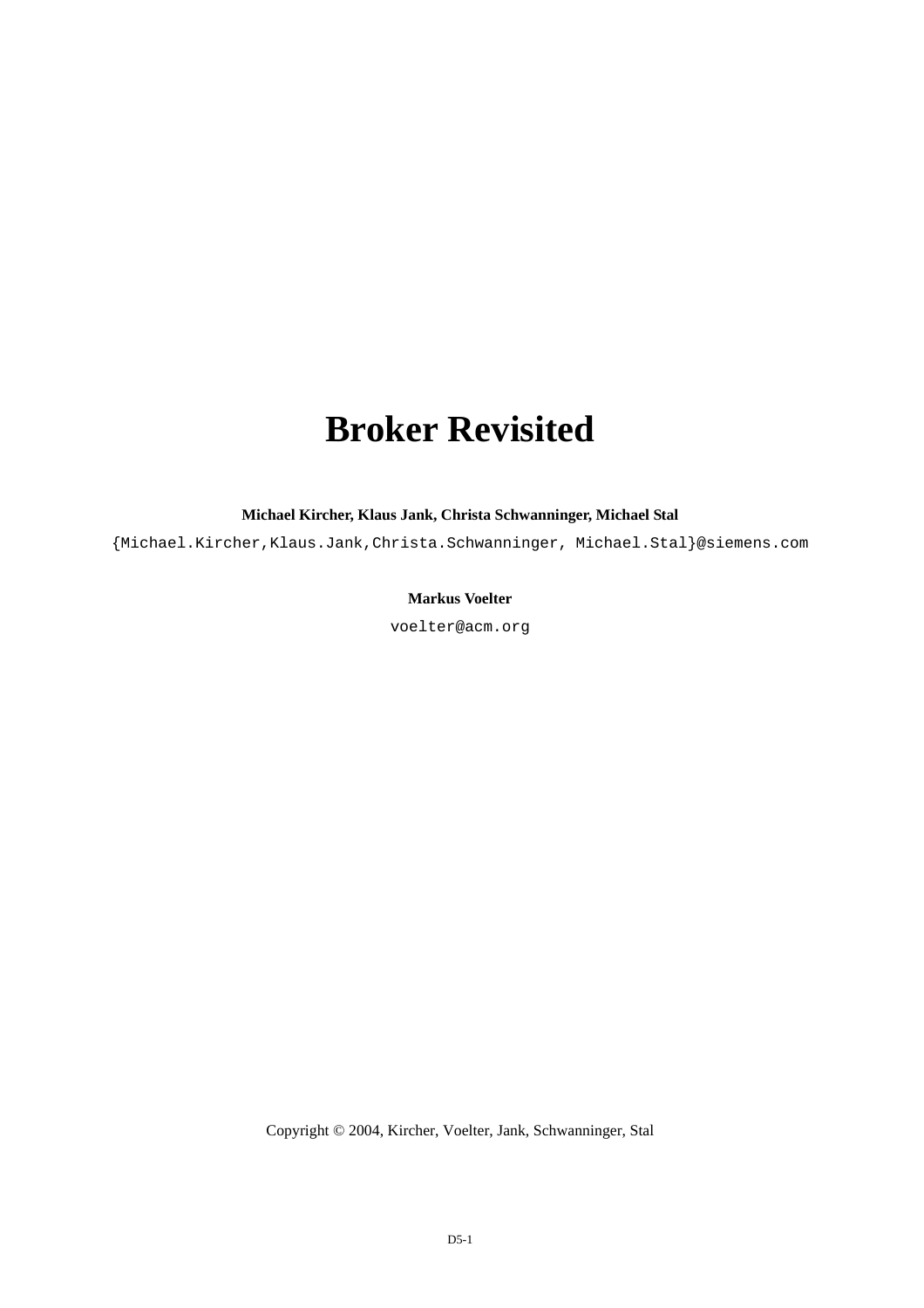# Broker Revisited

**Michael Kircher, Klaus Jank, Christa Schwanninger, Michael Stal**

{Michael.Kircher,Klaus.Jank,Christa.Schwanninger, Michael.Stal}@siemens.com

**Markus Voelter**

voelter@acm.org

Copyright © 2004, Kircher, Voelter, Jank, Schwanninger, Stal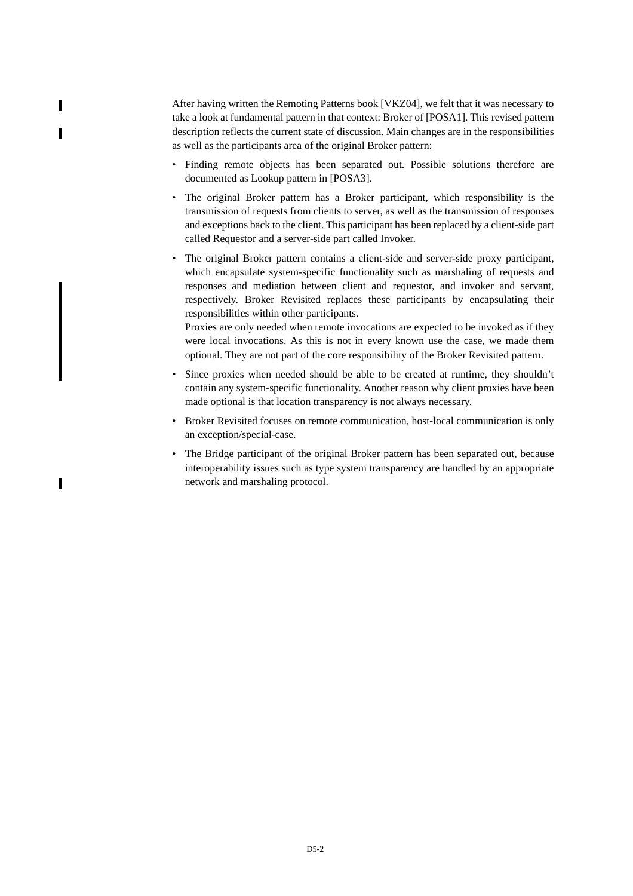After having written the Remoting Patterns book [VKZ04], we felt that it was necessary to take a look at fundamental pattern in that context: Broker of [POSA1]. This revised pattern description reflects the current state of discussion. Main changes are in the responsibilities as well as the participants area of the original Broker pattern:

- Finding remote objects has been separated out. Possible solutions therefore are documented as Lookup pattern in [POSA3].
- The original Broker pattern has a Broker participant, which responsibility is the transmission of requests from clients to server, as well as the transmission of responses and exceptions back to the client. This participant has been replaced by a client-side part called Requestor and a server-side part called Invoker.
- The original Broker pattern contains a client-side and server-side proxy participant, which encapsulate system-specific functionality such as marshaling of requests and responses and mediation between client and requestor, and invoker and servant, respectively. Broker Revisited replaces these participants by encapsulating their responsibilities within other participants.
  Proxies are only needed when remote invocations are expected to be invoked as if they were local invocations. As this is not in every known use the case, we made them optional. They are not part of the core responsibility of the Broker Revisited pattern.
- Since proxies when needed should be able to be created at runtime, they shouldn't contain any system-specific functionality. Another reason why client proxies have been made optional is that location transparency is not always necessary.
- Broker Revisited focuses on remote communication, host-local communication is only an exception/special-case.
- The Bridge participant of the original Broker pattern has been separated out, because interoperability issues such as type system transparency are handled by an appropriate network and marshaling protocol.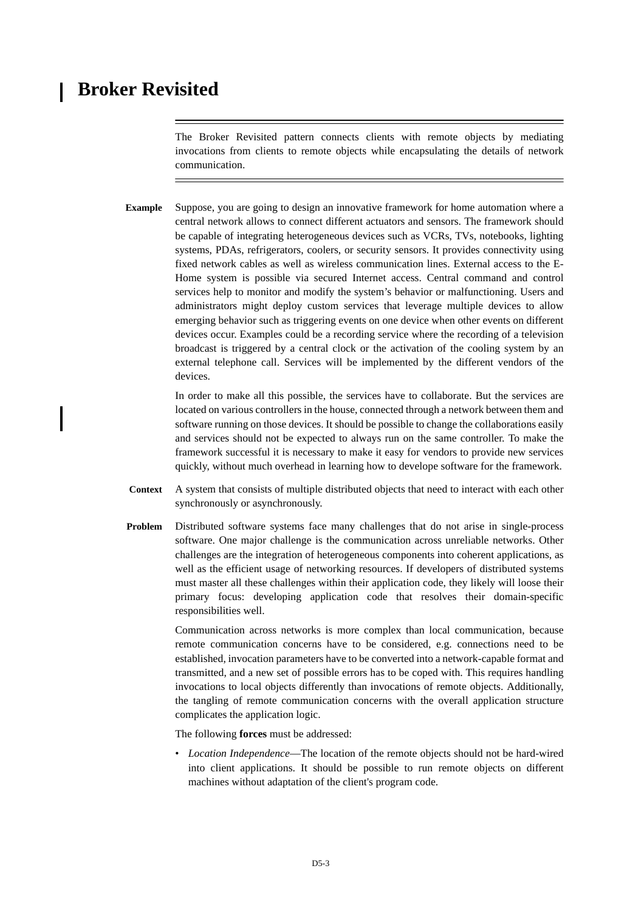# Broker Revisited

The Broker Revisited pattern connects clients with remote objects by mediating invocations from clients to remote objects while encapsulating the details of network communication.

**Example** Suppose, you are going to design an innovative framework for home automation where a central network allows to connect different actuators and sensors. The framework should be capable of integrating heterogeneous devices such as VCRs, TVs, notebooks, lighting systems, PDAs, refrigerators, coolers, or security sensors. It provides connectivity using fixed network cables as well as wireless communication lines. External access to the E-Home system is possible via secured Internet access. Central command and control services help to monitor and modify the system's behavior or malfunctioning. Users and administrators might deploy custom services that leverage multiple devices to allow emerging behavior such as triggering events on one device when other events on different devices occur. Examples could be a recording service where the recording of a television broadcast is triggered by a central clock or the activation of the cooling system by an external telephone call. Services will be implemented by the different vendors of the devices.

In order to make all this possible, the services have to collaborate. But the services are located on various controllers in the house, connected through a network between them and software running on those devices. It should be possible to change the collaborations easily and services should not be expected to always run on the same controller. To make the framework successful it is necessary to make it easy for vendors to provide new services quickly, without much overhead in learning how to develope software for the framework.

**Context** A system that consists of multiple distributed objects that need to interact with each other synchronously or asynchronously.

**Problem** Distributed software systems face many challenges that do not arise in single-process software. One major challenge is the communication across unreliable networks. Other challenges are the integration of heterogeneous components into coherent applications, as well as the efficient usage of networking resources. If developers of distributed systems must master all these challenges within their application code, they likely will loose their primary focus: developing application code that resolves their domain-specific responsibilities well.

Communication across networks is more complex than local communication, because remote communication concerns have to be considered, e.g. connections need to be established, invocation parameters have to be converted into a network-capable format and transmitted, and a new set of possible errors has to be coped with. This requires handling invocations to local objects differently than invocations of remote objects. Additionally, the tangling of remote communication concerns with the overall application structure complicates the application logic.

The following **forces** must be addressed:

- *Location Independence*—The location of the remote objects should not be hard-wired into client applications. It should be possible to run remote objects on different machines without adaptation of the client's program code.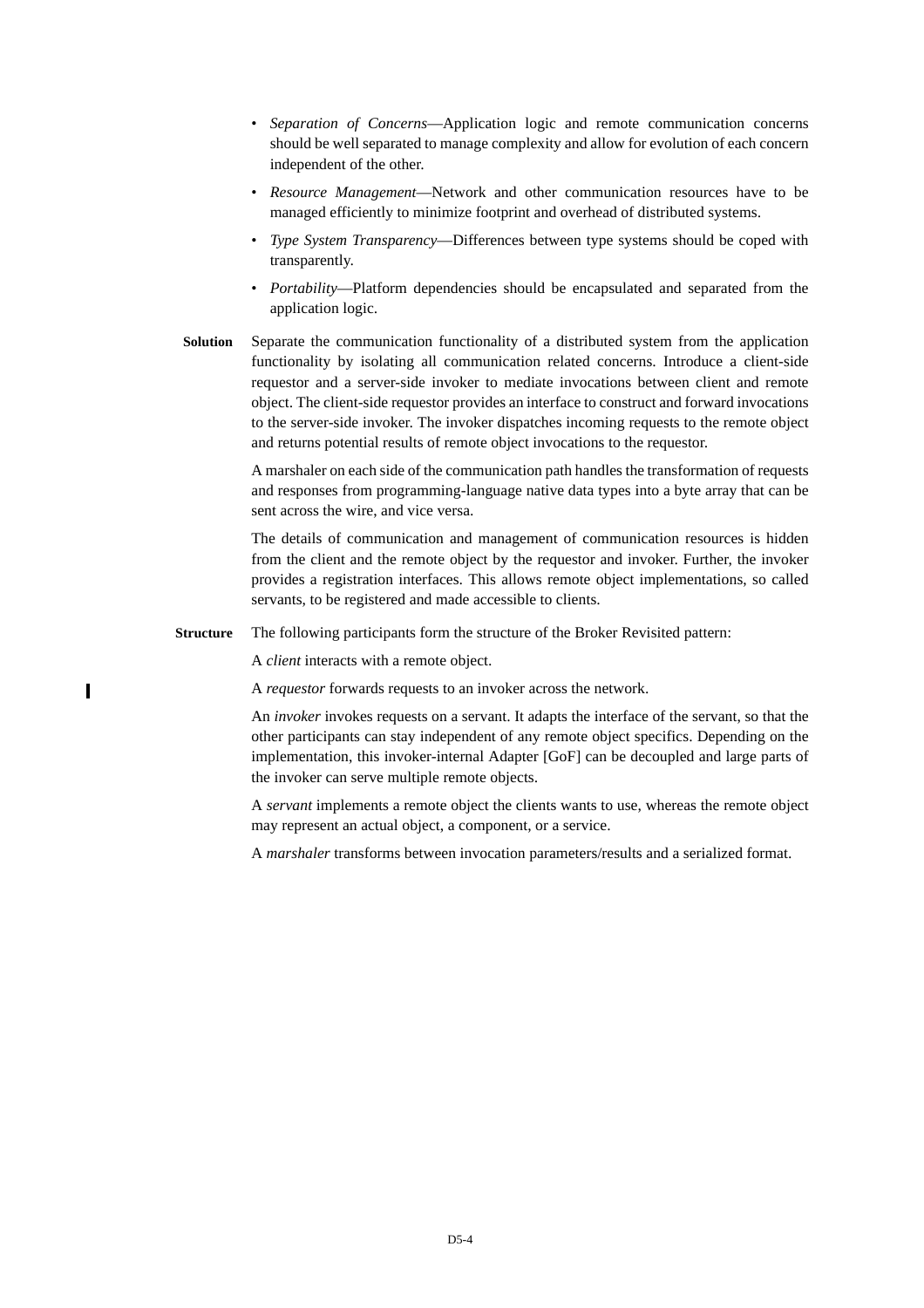- *Separation of Concerns*—Application logic and remote communication concerns should be well separated to manage complexity and allow for evolution of each concern independent of the other.
- *Resource Management*—Network and other communication resources have to be managed efficiently to minimize footprint and overhead of distributed systems.
- *Type System Transparency*—Differences between type systems should be coped with transparently.
- *Portability*—Platform dependencies should be encapsulated and separated from the application logic.

**Solution** Separate the communication functionality of a distributed system from the application functionality by isolating all communication related concerns. Introduce a client-side requestor and a server-side invoker to mediate invocations between client and remote object. The client-side requestor provides an interface to construct and forward invocations to the server-side invoker. The invoker dispatches incoming requests to the remote object and returns potential results of remote object invocations to the requestor.

A marshaler on each side of the communication path handles the transformation of requests and responses from programming-language native data types into a byte array that can be sent across the wire, and vice versa.

The details of communication and management of communication resources is hidden from the client and the remote object by the requestor and invoker. Further, the invoker provides a registration interfaces. This allows remote object implementations, so called servants, to be registered and made accessible to clients.

**Structure** The following participants form the structure of the Broker Revisited pattern:

A *client* interacts with a remote object.

A *requestor* forwards requests to an invoker across the network.

An *invoker* invokes requests on a servant. It adapts the interface of the servant, so that the other participants can stay independent of any remote object specifics. Depending on the implementation, this invoker-internal Adapter [GoF] can be decoupled and large parts of the invoker can serve multiple remote objects.

A *servant* implements a remote object the clients wants to use, whereas the remote object may represent an actual object, a component, or a service.

A *marshaler* transforms between invocation parameters/results and a serialized format.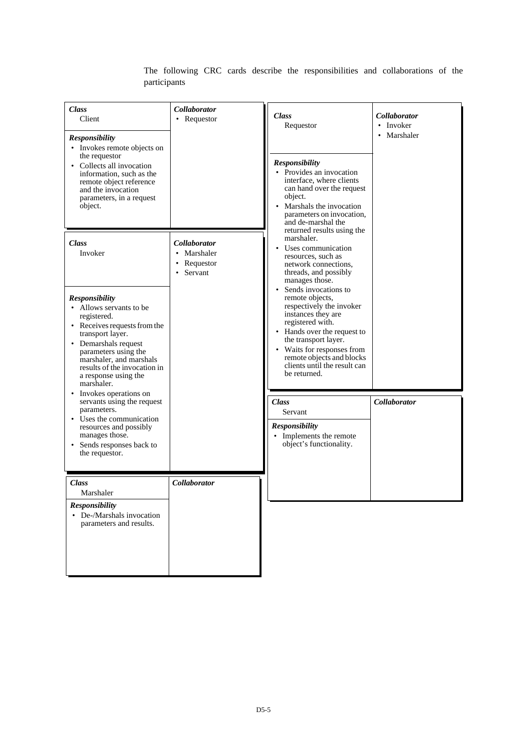The following CRC cards describe the responsibilities and collaborations of the participants

| ***Class*** Client | ***Collaborator*** |
|---|---|
| ***Responsibility*** | • Requestor |
| • Invokes remote objects on the requestor<br>• Collects all invocation information, such as the remote object reference and the invocation parameters, in a request object. | |

| ***Class*** Invoker | ***Collaborator*** |
|---|---|
| ***Responsibility*** | • Marshaler<br>• Requestor<br>• Servant |
| • Allows servants to be registered.<br>• Receives requests from the transport layer.<br>• Demarshals request parameters using the marshaler, and marshals results of the invocation in a response using the marshaler.<br>• Invokes operations on servants using the request parameters.<br>• Uses the communication resources and possibly manages those.<br>• Sends responses back to the requestor. | |

| ***Class*** Marshaler | ***Collaborator*** |
|---|---|
| ***Responsibility*** | |
| • De-/Marshals invocation parameters and results. | |

| ***Class*** Requestor | ***Collaborator*** |
|---|---|
| ***Responsibility*** | • Invoker<br>• Marshaler |
| • Provides an invocation interface, where clients can hand over the request object.<br>• Marshals the invocation parameters on invocation, and de-marshal the returned results using the marshaler.<br>• Uses communication resources, such as network connections, threads, and possibly manages those.<br>• Sends invocations to remote objects, respectively the invoker instances they are registered with.<br>• Hands over the request to the transport layer.<br>• Waits for responses from remote objects and blocks clients until the result can be returned. | |

| ***Class*** Servant | ***Collaborator*** |
|---|---|
| ***Responsibility*** | |
| • Implements the remote object's functionality. | |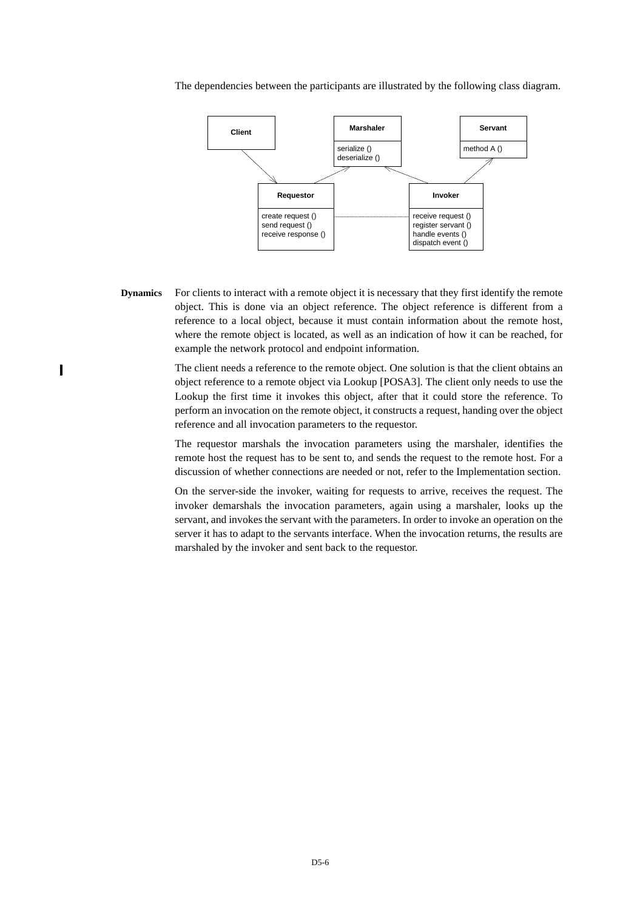The dependencies between the participants are illustrated by the following class diagram.

**Dynamics** For clients to interact with a remote object it is necessary that they first identify the remote object. This is done via an object reference. The object reference is different from a reference to a local object, because it must contain information about the remote host, where the remote object is located, as well as an indication of how it can be reached, for example the network protocol and endpoint information.

The client needs a reference to the remote object. One solution is that the client obtains an object reference to a remote object via Lookup [POSA3]. The client only needs to use the Lookup the first time it invokes this object, after that it could store the reference. To perform an invocation on the remote object, it constructs a request, handing over the object reference and all invocation parameters to the requestor.

The requestor marshals the invocation parameters using the marshaler, identifies the remote host the request has to be sent to, and sends the request to the remote host. For a discussion of whether connections are needed or not, refer to the Implementation section.

On the server-side the invoker, waiting for requests to arrive, receives the request. The invoker demarshals the invocation parameters, again using a marshaler, looks up the servant, and invokes the servant with the parameters. In order to invoke an operation on the server it has to adapt to the servants interface. When the invocation returns, the results are marshaled by the invoker and sent back to the requestor.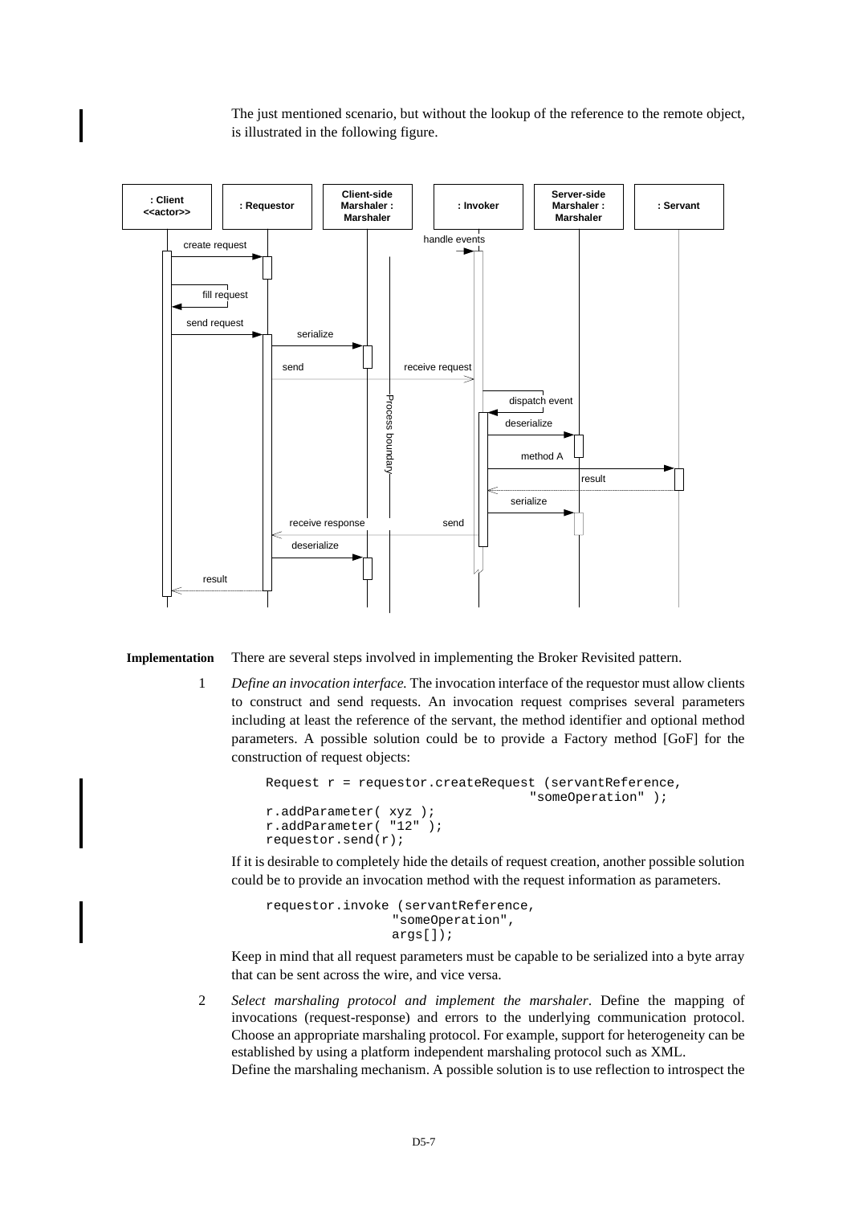The just mentioned scenario, but without the lookup of the reference to the remote object, is illustrated in the following figure.

**Implementation** There are several steps involved in implementing the Broker Revisited pattern.

1 *Define an invocation interface.* The invocation interface of the requestor must allow clients to construct and send requests. An invocation request comprises several parameters including at least the reference of the servant, the method identifier and optional method parameters. A possible solution could be to provide a Factory method [GoF] for the construction of request objects:

```
Request r = requestor.createRequest (servantReference,
                                     "someOperation" );
r.addParameter( xyz );
r.addParameter( "12" );
requestor.send(r);
```

If it is desirable to completely hide the details of request creation, another possible solution could be to provide an invocation method with the request information as parameters.

```
requestor.invoke (servantReference,
                  "someOperation",
                  args[]);
```

Keep in mind that all request parameters must be capable to be serialized into a byte array that can be sent across the wire, and vice versa.

2 *Select marshaling protocol and implement the marshaler*. Define the mapping of invocations (request-response) and errors to the underlying communication protocol. Choose an appropriate marshaling protocol. For example, support for heterogeneity can be established by using a platform independent marshaling protocol such as XML.
Define the marshaling mechanism. A possible solution is to use reflection to introspect the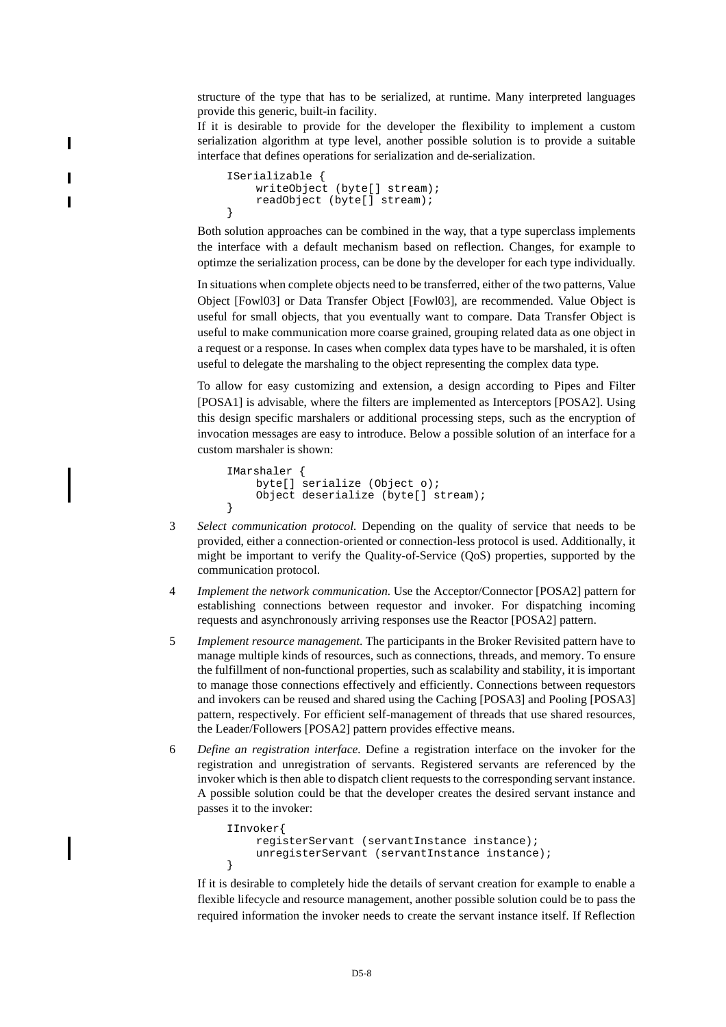structure of the type that has to be serialized, at runtime. Many interpreted languages provide this generic, built-in facility.

If it is desirable to provide for the developer the flexibility to implement a custom serialization algorithm at type level, another possible solution is to provide a suitable interface that defines operations for serialization and de-serialization.

```
ISerializable {
     writeObject (byte[] stream);
     readObject (byte[] stream);
}
```

Both solution approaches can be combined in the way, that a type superclass implements the interface with a default mechanism based on reflection. Changes, for example to optimze the serialization process, can be done by the developer for each type individually.

In situations when complete objects need to be transferred, either of the two patterns, Value Object [Fowl03] or Data Transfer Object [Fowl03], are recommended. Value Object is useful for small objects, that you eventually want to compare. Data Transfer Object is useful to make communication more coarse grained, grouping related data as one object in a request or a response. In cases when complex data types have to be marshaled, it is often useful to delegate the marshaling to the object representing the complex data type.

To allow for easy customizing and extension, a design according to Pipes and Filter [POSA1] is advisable, where the filters are implemented as Interceptors [POSA2]. Using this design specific marshalers or additional processing steps, such as the encryption of invocation messages are easy to introduce. Below a possible solution of an interface for a custom marshaler is shown:

```
IMarshaler {
     byte[] serialize (Object o);
     Object deserialize (byte[] stream);
}
```

3 *Select communication protocol.* Depending on the quality of service that needs to be provided, either a connection-oriented or connection-less protocol is used. Additionally, it might be important to verify the Quality-of-Service (QoS) properties, supported by the communication protocol.

4 *Implement the network communication.* Use the Acceptor/Connector [POSA2] pattern for establishing connections between requestor and invoker. For dispatching incoming requests and asynchronously arriving responses use the Reactor [POSA2] pattern.

5 *Implement resource management.* The participants in the Broker Revisited pattern have to manage multiple kinds of resources, such as connections, threads, and memory. To ensure the fulfillment of non-functional properties, such as scalability and stability, it is important to manage those connections effectively and efficiently. Connections between requestors and invokers can be reused and shared using the Caching [POSA3] and Pooling [POSA3] pattern, respectively. For efficient self-management of threads that use shared resources, the Leader/Followers [POSA2] pattern provides effective means.

6 *Define an registration interface.* Define a registration interface on the invoker for the registration and unregistration of servants. Registered servants are referenced by the invoker which is then able to dispatch client requests to the corresponding servant instance. A possible solution could be that the developer creates the desired servant instance and passes it to the invoker:

```
IInvoker{
     registerServant (servantInstance instance);
     unregisterServant (servantInstance instance);
}
```

If it is desirable to completely hide the details of servant creation for example to enable a flexible lifecycle and resource management, another possible solution could be to pass the required information the invoker needs to create the servant instance itself. If Reflection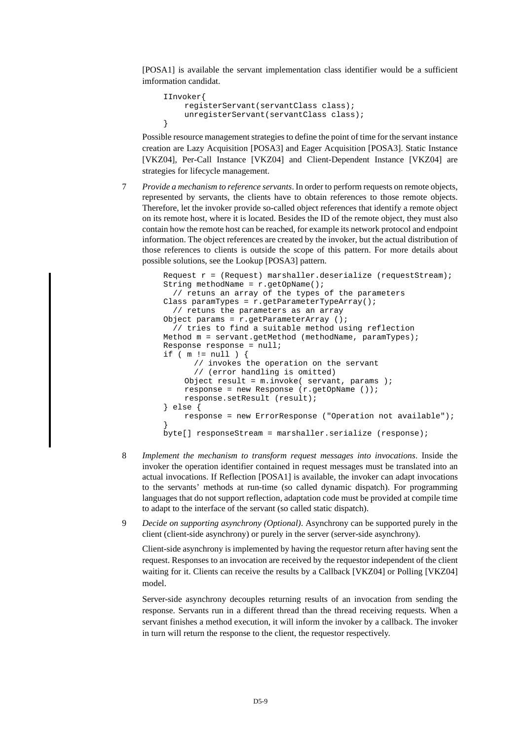[POSA1] is available the servant implementation class identifier would be a sufficient imformation candidat.

```
IInvoker{
    registerServant(servantClass class);
    unregisterServant(servantClass class);
}
```

Possible resource management strategies to define the point of time for the servant instance creation are Lazy Acquisition [POSA3] and Eager Acquisition [POSA3]. Static Instance [VKZ04], Per-Call Instance [VKZ04] and Client-Dependent Instance [VKZ04] are strategies for lifecycle management.

7 *Provide a mechanism to reference servants*. In order to perform requests on remote objects, represented by servants, the clients have to obtain references to those remote objects. Therefore, let the invoker provide so-called object references that identify a remote object on its remote host, where it is located. Besides the ID of the remote object, they must also contain how the remote host can be reached, for example its network protocol and endpoint information. The object references are created by the invoker, but the actual distribution of those references to clients is outside the scope of this pattern. For more details about possible solutions, see the Lookup [POSA3] pattern.

```
Request r = (Request) marshaller.deserialize (requestStream);
String methodName = r.getOpName();
  // retuns an array of the types of the parameters
Class paramTypes = r.getParameterTypeArray();
  // retuns the parameters as an array
Object params = r.getParameterArray ();
  // tries to find a suitable method using reflection
Method m = servant.getMethod (methodName, paramTypes);
Response response = null;
if ( m != null ) {
      // invokes the operation on the servant
      // (error handling is omitted)
    Object result = m.invoke( servant, params );
    response = new Response (r.getOpName ());
    response.setResult (result);
} else {
    response = new ErrorResponse ("Operation not available");
}
byte[] responseStream = marshaller.serialize (response);
```

8 *Implement the mechanism to transform request messages into invocations*. Inside the invoker the operation identifier contained in request messages must be translated into an actual invocations. If Reflection [POSA1] is available, the invoker can adapt invocations to the servants' methods at run-time (so called dynamic dispatch). For programming languages that do not support reflection, adaptation code must be provided at compile time to adapt to the interface of the servant (so called static dispatch).

9 *Decide on supporting asynchrony (Optional)*. Asynchrony can be supported purely in the client (client-side asynchrony) or purely in the server (server-side asynchrony).

Client-side asynchrony is implemented by having the requestor return after having sent the request. Responses to an invocation are received by the requestor independent of the client waiting for it. Clients can receive the results by a Callback [VKZ04] or Polling [VKZ04] model.

Server-side asynchrony decouples returning results of an invocation from sending the response. Servants run in a different thread than the thread receiving requests. When a servant finishes a method execution, it will inform the invoker by a callback. The invoker in turn will return the response to the client, the requestor respectively.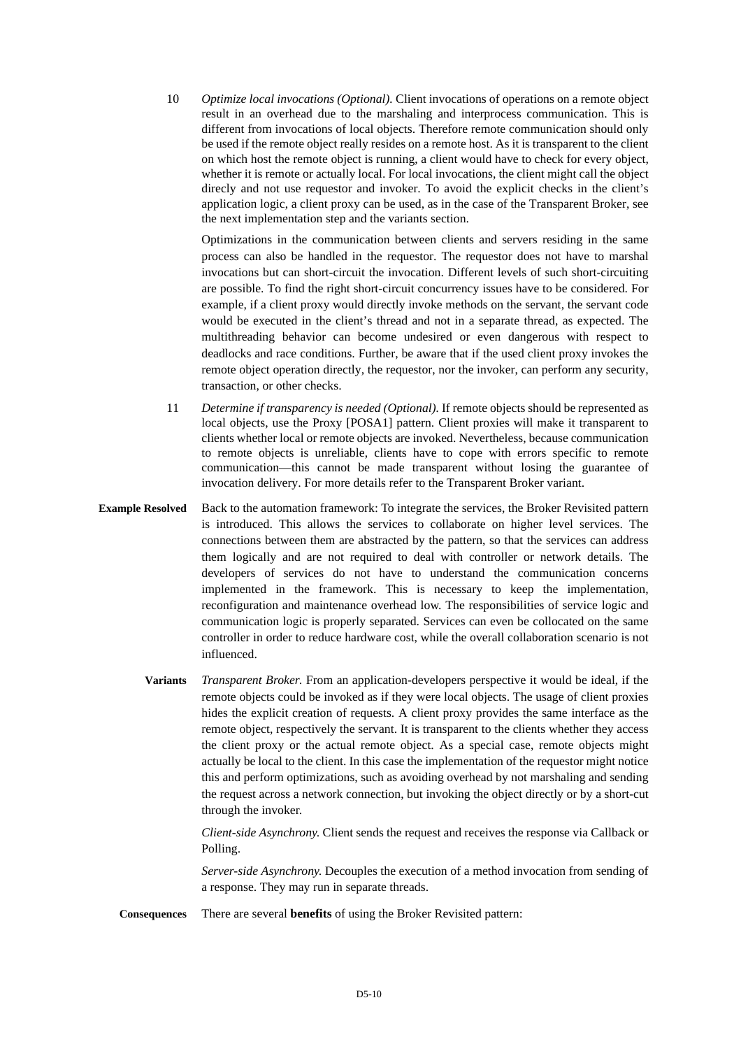10 *Optimize local invocations (Optional).* Client invocations of operations on a remote object result in an overhead due to the marshaling and interprocess communication. This is different from invocations of local objects. Therefore remote communication should only be used if the remote object really resides on a remote host. As it is transparent to the client on which host the remote object is running, a client would have to check for every object, whether it is remote or actually local. For local invocations, the client might call the object direcly and not use requestor and invoker. To avoid the explicit checks in the client's application logic, a client proxy can be used, as in the case of the Transparent Broker, see the next implementation step and the variants section.

Optimizations in the communication between clients and servers residing in the same process can also be handled in the requestor. The requestor does not have to marshal invocations but can short-circuit the invocation. Different levels of such short-circuiting are possible. To find the right short-circuit concurrency issues have to be considered. For example, if a client proxy would directly invoke methods on the servant, the servant code would be executed in the client's thread and not in a separate thread, as expected. The multithreading behavior can become undesired or even dangerous with respect to deadlocks and race conditions. Further, be aware that if the used client proxy invokes the remote object operation directly, the requestor, nor the invoker, can perform any security, transaction, or other checks.

11 *Determine if transparency is needed (Optional).* If remote objects should be represented as local objects, use the Proxy [POSA1] pattern. Client proxies will make it transparent to clients whether local or remote objects are invoked. Nevertheless, because communication to remote objects is unreliable, clients have to cope with errors specific to remote communication—this cannot be made transparent without losing the guarantee of invocation delivery. For more details refer to the Transparent Broker variant.

**Example Resolved** Back to the automation framework: To integrate the services, the Broker Revisited pattern is introduced. This allows the services to collaborate on higher level services. The connections between them are abstracted by the pattern, so that the services can address them logically and are not required to deal with controller or network details. The developers of services do not have to understand the communication concerns implemented in the framework. This is necessary to keep the implementation, reconfiguration and maintenance overhead low. The responsibilities of service logic and communication logic is properly separated. Services can even be collocated on the same controller in order to reduce hardware cost, while the overall collaboration scenario is not influenced.

**Variants** *Transparent Broker.* From an application-developers perspective it would be ideal, if the remote objects could be invoked as if they were local objects. The usage of client proxies hides the explicit creation of requests. A client proxy provides the same interface as the remote object, respectively the servant. It is transparent to the clients whether they access the client proxy or the actual remote object. As a special case, remote objects might actually be local to the client. In this case the implementation of the requestor might notice this and perform optimizations, such as avoiding overhead by not marshaling and sending the request across a network connection, but invoking the object directly or by a short-cut through the invoker.

*Client-side Asynchrony.* Client sends the request and receives the response via Callback or Polling.

*Server-side Asynchrony.* Decouples the execution of a method invocation from sending of a response. They may run in separate threads.

**Consequences** There are several **benefits** of using the Broker Revisited pattern: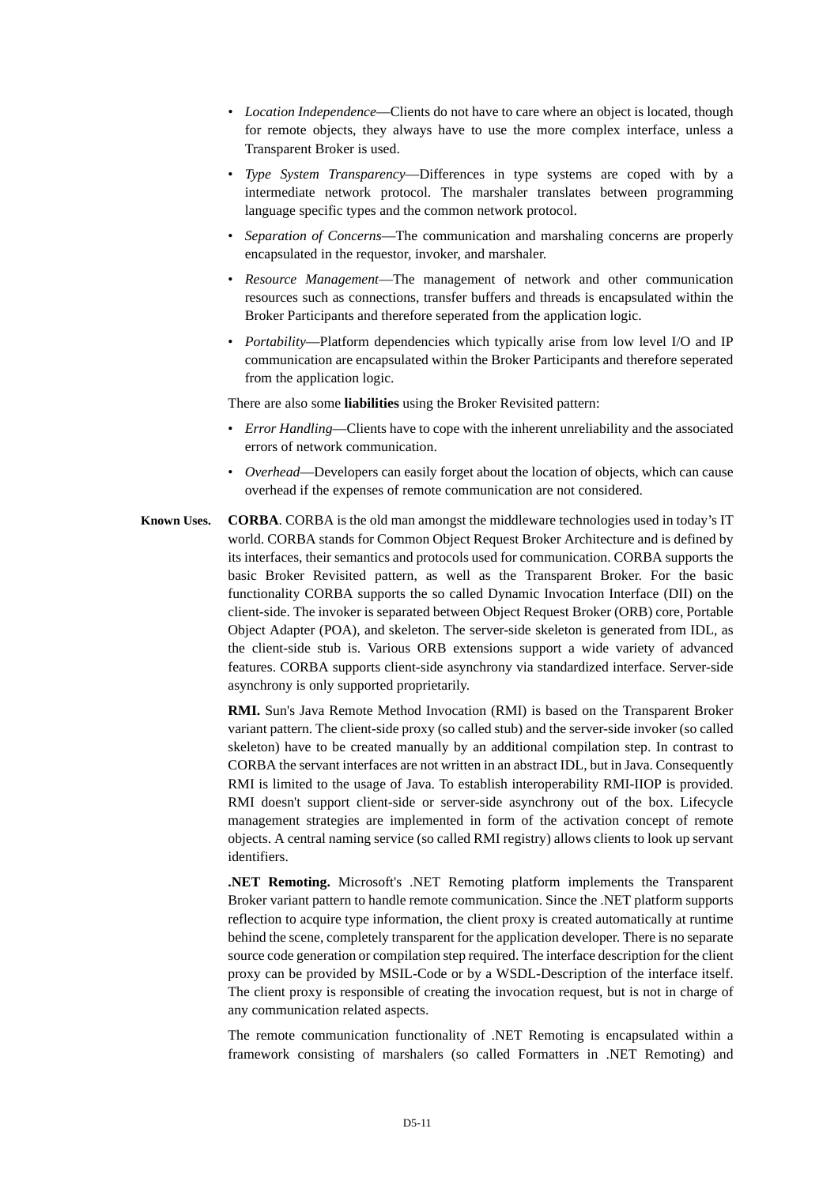- *Location Independence*—Clients do not have to care where an object is located, though for remote objects, they always have to use the more complex interface, unless a Transparent Broker is used.
- *Type System Transparency*—Differences in type systems are coped with by a intermediate network protocol. The marshaler translates between programming language specific types and the common network protocol.
- *Separation of Concerns*—The communication and marshaling concerns are properly encapsulated in the requestor, invoker, and marshaler.
- *Resource Management*—The management of network and other communication resources such as connections, transfer buffers and threads is encapsulated within the Broker Participants and therefore seperated from the application logic.
- *Portability*—Platform dependencies which typically arise from low level I/O and IP communication are encapsulated within the Broker Participants and therefore seperated from the application logic.

There are also some **liabilities** using the Broker Revisited pattern:

- *Error Handling*—Clients have to cope with the inherent unreliability and the associated errors of network communication.
- *Overhead*—Developers can easily forget about the location of objects, which can cause overhead if the expenses of remote communication are not considered.

**Known Uses.** **CORBA**. CORBA is the old man amongst the middleware technologies used in today's IT world. CORBA stands for Common Object Request Broker Architecture and is defined by its interfaces, their semantics and protocols used for communication. CORBA supports the basic Broker Revisited pattern, as well as the Transparent Broker. For the basic functionality CORBA supports the so called Dynamic Invocation Interface (DII) on the client-side. The invoker is separated between Object Request Broker (ORB) core, Portable Object Adapter (POA), and skeleton. The server-side skeleton is generated from IDL, as the client-side stub is. Various ORB extensions support a wide variety of advanced features. CORBA supports client-side asynchrony via standardized interface. Server-side asynchrony is only supported proprietarily.

**RMI.** Sun's Java Remote Method Invocation (RMI) is based on the Transparent Broker variant pattern. The client-side proxy (so called stub) and the server-side invoker (so called skeleton) have to be created manually by an additional compilation step. In contrast to CORBA the servant interfaces are not written in an abstract IDL, but in Java. Consequently RMI is limited to the usage of Java. To establish interoperability RMI-IIOP is provided. RMI doesn't support client-side or server-side asynchrony out of the box. Lifecycle management strategies are implemented in form of the activation concept of remote objects. A central naming service (so called RMI registry) allows clients to look up servant identifiers.

**.NET Remoting.** Microsoft's .NET Remoting platform implements the Transparent Broker variant pattern to handle remote communication. Since the .NET platform supports reflection to acquire type information, the client proxy is created automatically at runtime behind the scene, completely transparent for the application developer. There is no separate source code generation or compilation step required. The interface description for the client proxy can be provided by MSIL-Code or by a WSDL-Description of the interface itself. The client proxy is responsible of creating the invocation request, but is not in charge of any communication related aspects.

The remote communication functionality of .NET Remoting is encapsulated within a framework consisting of marshalers (so called Formatters in .NET Remoting) and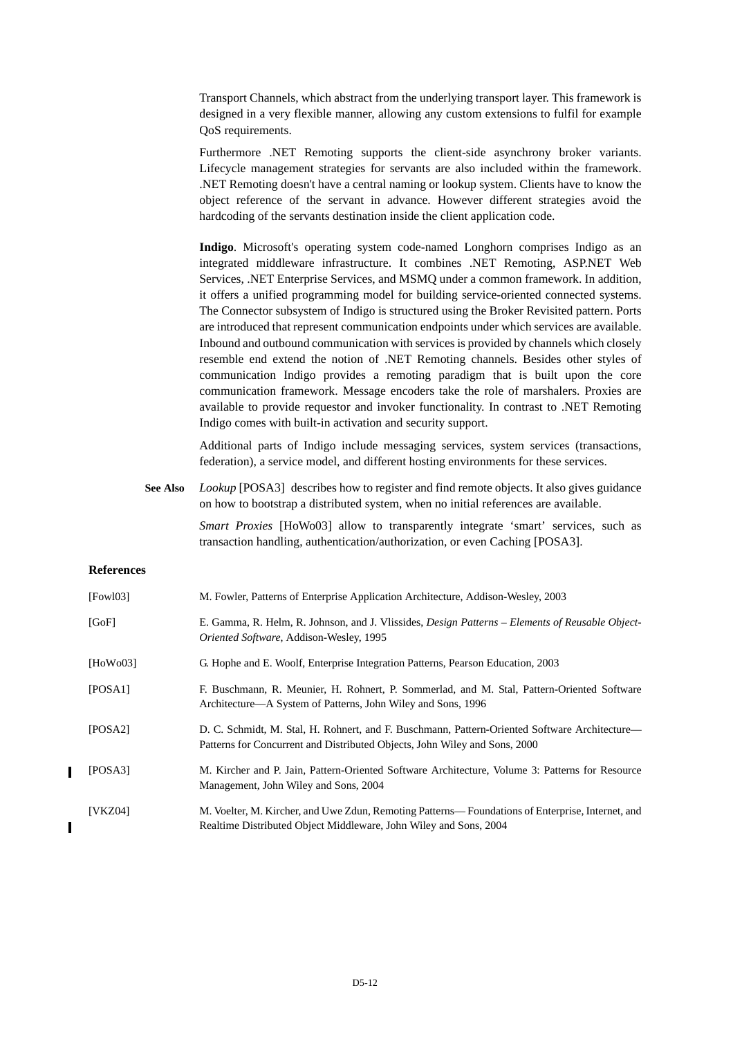Transport Channels, which abstract from the underlying transport layer. This framework is designed in a very flexible manner, allowing any custom extensions to fulfil for example QoS requirements.

Furthermore .NET Remoting supports the client-side asynchrony broker variants. Lifecycle management strategies for servants are also included within the framework. .NET Remoting doesn't have a central naming or lookup system. Clients have to know the object reference of the servant in advance. However different strategies avoid the hardcoding of the servants destination inside the client application code.

**Indigo**. Microsoft's operating system code-named Longhorn comprises Indigo as an integrated middleware infrastructure. It combines .NET Remoting, ASP.NET Web Services, .NET Enterprise Services, and MSMQ under a common framework. In addition, it offers a unified programming model for building service-oriented connected systems. The Connector subsystem of Indigo is structured using the Broker Revisited pattern. Ports are introduced that represent communication endpoints under which services are available. Inbound and outbound communication with services is provided by channels which closely resemble end extend the notion of .NET Remoting channels. Besides other styles of communication Indigo provides a remoting paradigm that is built upon the core communication framework. Message encoders take the role of marshalers. Proxies are available to provide requestor and invoker functionality. In contrast to .NET Remoting Indigo comes with built-in activation and security support.

Additional parts of Indigo include messaging services, system services (transactions, federation), a service model, and different hosting environments for these services.

**See Also** *Lookup* [POSA3] describes how to register and find remote objects. It also gives guidance on how to bootstrap a distributed system, when no initial references are available.

*Smart Proxies* [HoWo03] allow to transparently integrate 'smart' services, such as transaction handling, authentication/authorization, or even Caching [POSA3].

## References

[Fowl03] M. Fowler, Patterns of Enterprise Application Architecture, Addison-Wesley, 2003

[GoF] E. Gamma, R. Helm, R. Johnson, and J. Vlissides, *Design Patterns – Elements of Reusable Object-Oriented Software*, Addison-Wesley, 1995

[HoWo03] G. Hophe and E. Woolf, Enterprise Integration Patterns, Pearson Education, 2003

[POSA1] F. Buschmann, R. Meunier, H. Rohnert, P. Sommerlad, and M. Stal, Pattern-Oriented Software Architecture—A System of Patterns, John Wiley and Sons, 1996

[POSA2] D. C. Schmidt, M. Stal, H. Rohnert, and F. Buschmann, Pattern-Oriented Software Architecture—Patterns for Concurrent and Distributed Objects, John Wiley and Sons, 2000

[POSA3] M. Kircher and P. Jain, Pattern-Oriented Software Architecture, Volume 3: Patterns for Resource Management, John Wiley and Sons, 2004

[VKZ04] M. Voelter, M. Kircher, and Uwe Zdun, Remoting Patterns— Foundations of Enterprise, Internet, and Realtime Distributed Object Middleware, John Wiley and Sons, 2004